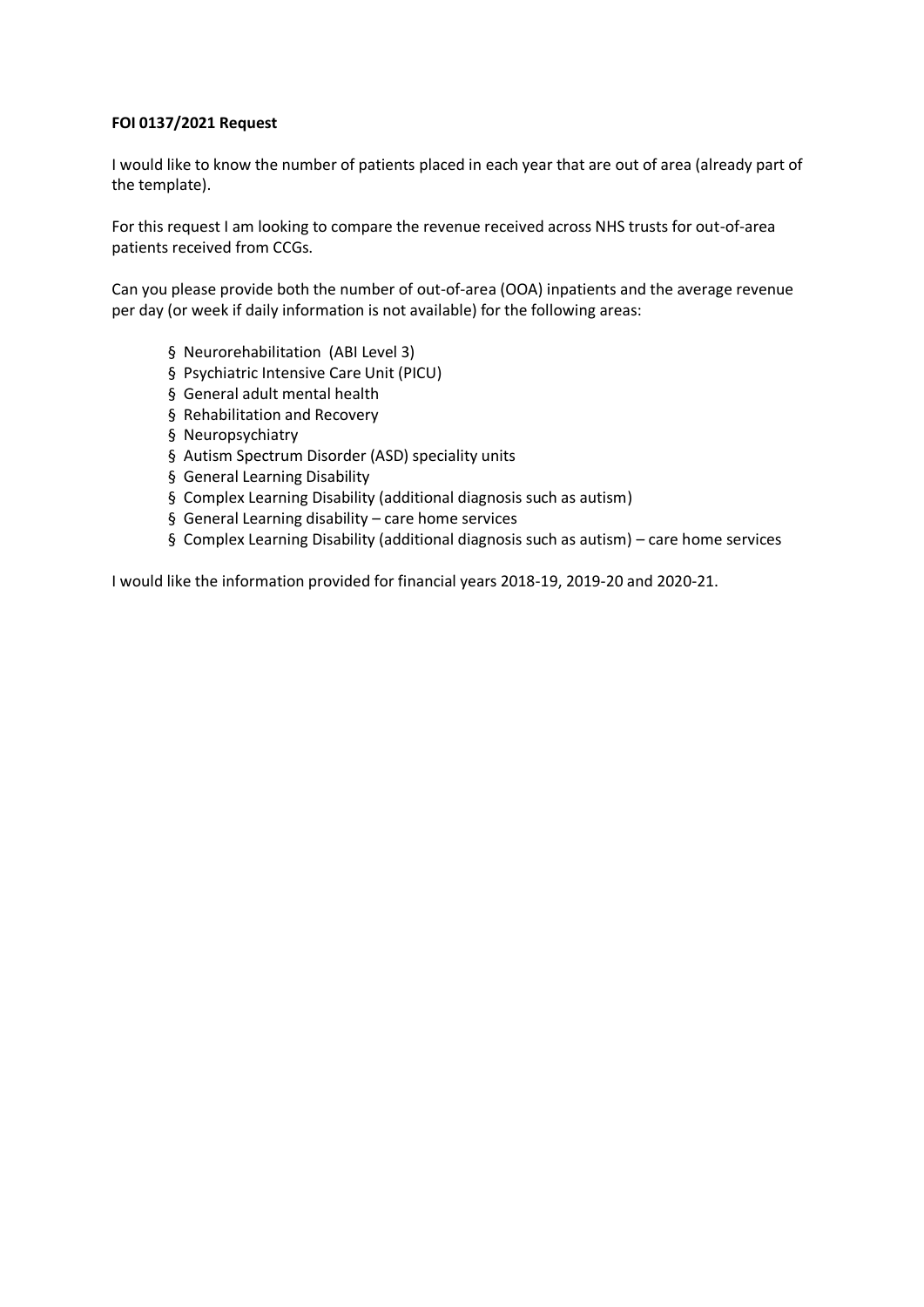**FOI 0137/2021 Request**

I would like to know the number of patients placed in each year that are out of area (already part of the template).

For this request I am looking to compare the revenue received across NHS trusts for out-of-area patients received from CCGs.

Can you please provide both the number of out-of-area (OOA) inpatients and the average revenue per day (or week if daily information is not available) for the following areas:

- Neurorehabilitation (ABI Level 3)
- Psychiatric Intensive Care Unit (PICU)
- General adult mental health
- Rehabilitation and Recovery
- Neuropsychiatry
- Autism Spectrum Disorder (ASD) speciality units
- General Learning Disability
- Complex Learning Disability (additional diagnosis such as autism)
- General Learning disability – care home services
- Complex Learning Disability (additional diagnosis such as autism) – care home services

I would like the information provided for financial years 2018-19, 2019-20 and 2020-21.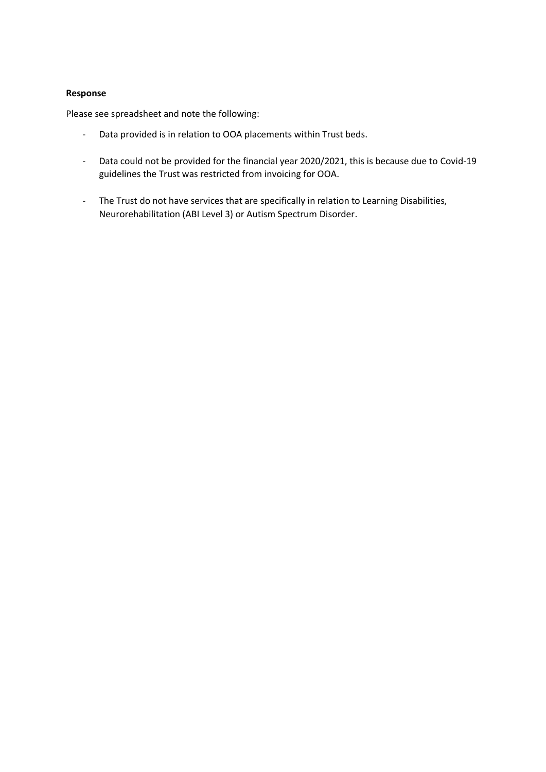**Response**

Please see spreadsheet and note the following:

- Data provided is in relation to OOA placements within Trust beds.
- Data could not be provided for the financial year 2020/2021, this is because due to Covid-19 guidelines the Trust was restricted from invoicing for OOA.
- The Trust do not have services that are specifically in relation to Learning Disabilities, Neurorehabilitation (ABI Level 3) or Autism Spectrum Disorder.